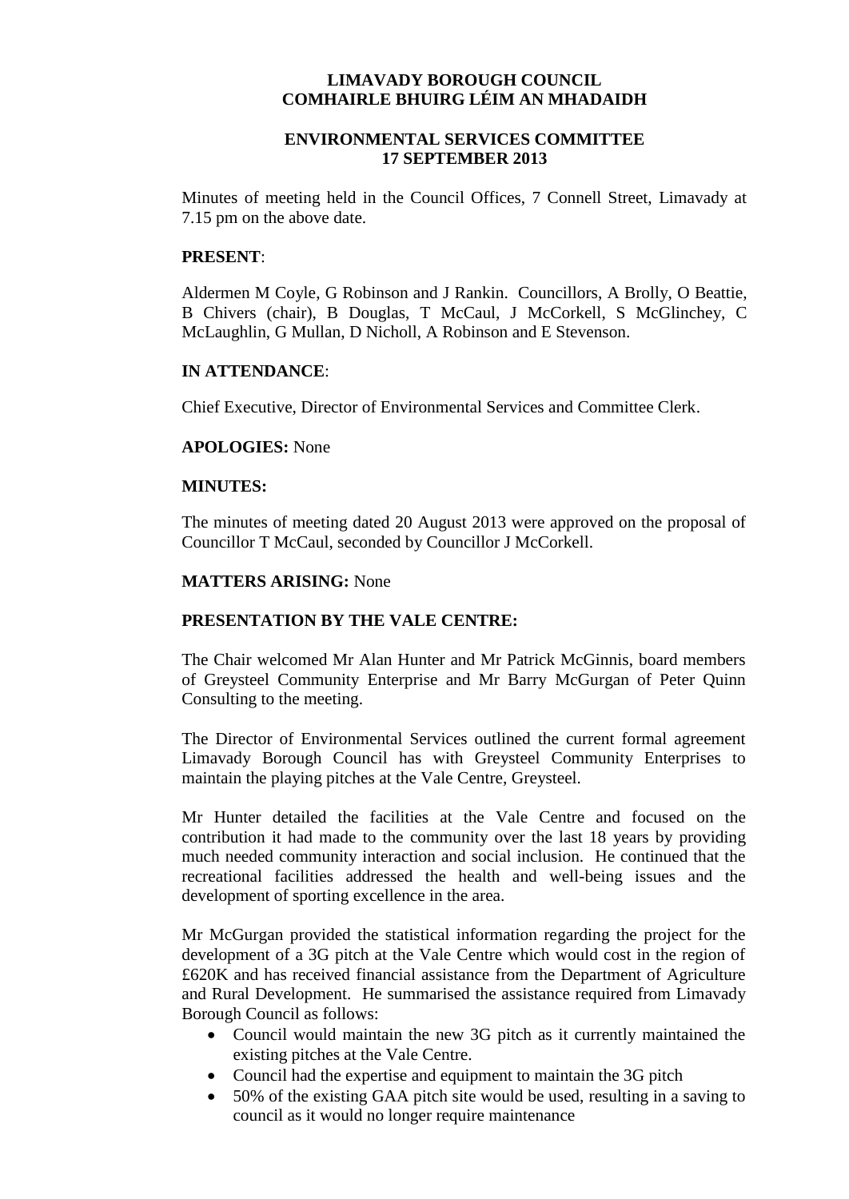# LIMAVADY BOROUGH COUNCIL
# COMHAIRLE BHUIRG LÉIM AN MHADAIDH

## ENVIRONMENTAL SERVICES COMMITTEE
## 17 SEPTEMBER 2013

Minutes of meeting held in the Council Offices, 7 Connell Street, Limavady at 7.15 pm on the above date.

**PRESENT**:

Aldermen M Coyle, G Robinson and J Rankin. Councillors, A Brolly, O Beattie, B Chivers (chair), B Douglas, T McCaul, J McCorkell, S McGlinchey, C McLaughlin, G Mullan, D Nicholl, A Robinson and E Stevenson.

**IN ATTENDANCE**:

Chief Executive, Director of Environmental Services and Committee Clerk.

**APOLOGIES:** None

**MINUTES:**

The minutes of meeting dated 20 August 2013 were approved on the proposal of Councillor T McCaul, seconded by Councillor J McCorkell.

**MATTERS ARISING:** None

**PRESENTATION BY THE VALE CENTRE:**

The Chair welcomed Mr Alan Hunter and Mr Patrick McGinnis, board members of Greysteel Community Enterprise and Mr Barry McGurgan of Peter Quinn Consulting to the meeting.

The Director of Environmental Services outlined the current formal agreement Limavady Borough Council has with Greysteel Community Enterprises to maintain the playing pitches at the Vale Centre, Greysteel.

Mr Hunter detailed the facilities at the Vale Centre and focused on the contribution it had made to the community over the last 18 years by providing much needed community interaction and social inclusion. He continued that the recreational facilities addressed the health and well-being issues and the development of sporting excellence in the area.

Mr McGurgan provided the statistical information regarding the project for the development of a 3G pitch at the Vale Centre which would cost in the region of £620K and has received financial assistance from the Department of Agriculture and Rural Development. He summarised the assistance required from Limavady Borough Council as follows:

- Council would maintain the new 3G pitch as it currently maintained the existing pitches at the Vale Centre.
- Council had the expertise and equipment to maintain the 3G pitch
- 50% of the existing GAA pitch site would be used, resulting in a saving to council as it would no longer require maintenance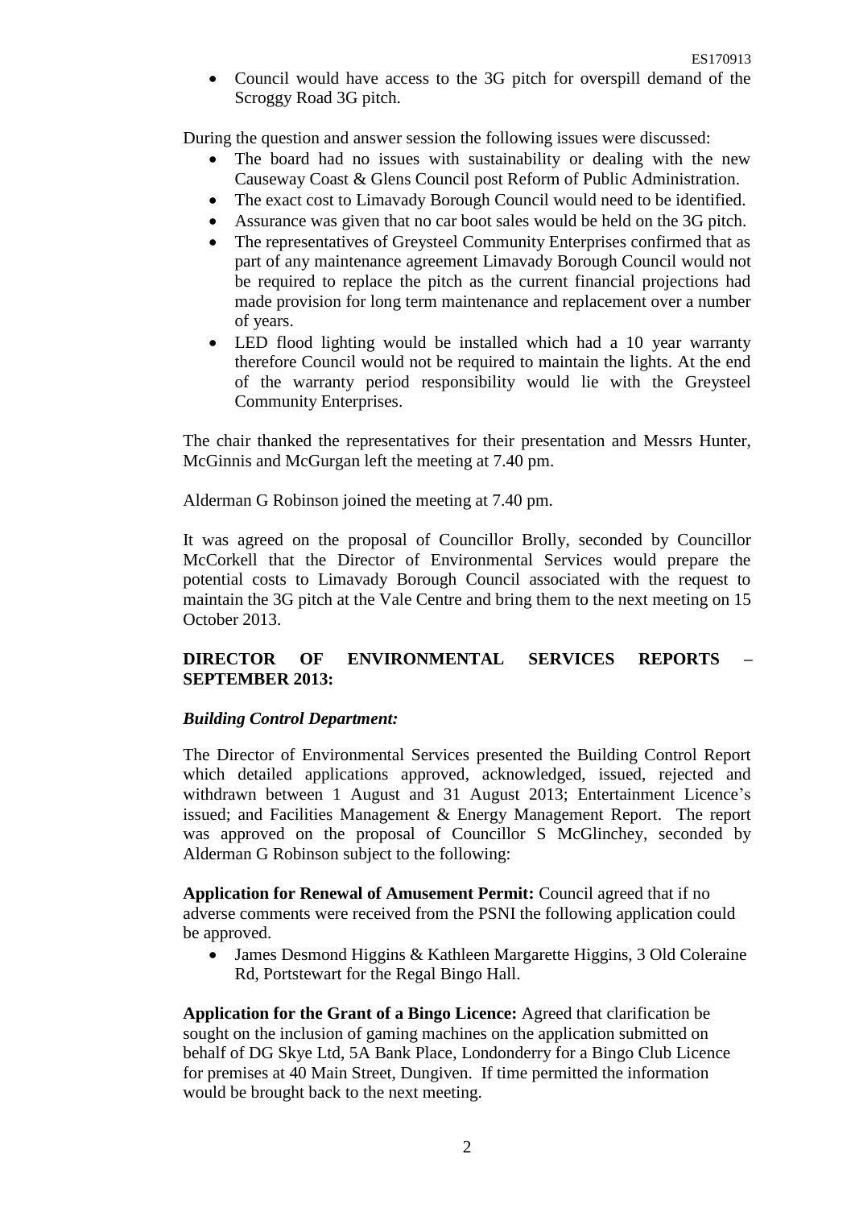- Council would have access to the 3G pitch for overspill demand of the Scroggy Road 3G pitch.

During the question and answer session the following issues were discussed:

- The board had no issues with sustainability or dealing with the new Causeway Coast & Glens Council post Reform of Public Administration.
- The exact cost to Limavady Borough Council would need to be identified.
- Assurance was given that no car boot sales would be held on the 3G pitch.
- The representatives of Greysteel Community Enterprises confirmed that as part of any maintenance agreement Limavady Borough Council would not be required to replace the pitch as the current financial projections had made provision for long term maintenance and replacement over a number of years.
- LED flood lighting would be installed which had a 10 year warranty therefore Council would not be required to maintain the lights. At the end of the warranty period responsibility would lie with the Greysteel Community Enterprises.

The chair thanked the representatives for their presentation and Messrs Hunter, McGinnis and McGurgan left the meeting at 7.40 pm.

Alderman G Robinson joined the meeting at 7.40 pm.

It was agreed on the proposal of Councillor Brolly, seconded by Councillor McCorkell that the Director of Environmental Services would prepare the potential costs to Limavady Borough Council associated with the request to maintain the 3G pitch at the Vale Centre and bring them to the next meeting on 15 October 2013.

**DIRECTOR OF ENVIRONMENTAL SERVICES REPORTS – SEPTEMBER 2013:**

***Building Control Department:***

The Director of Environmental Services presented the Building Control Report which detailed applications approved, acknowledged, issued, rejected and withdrawn between 1 August and 31 August 2013; Entertainment Licence's issued; and Facilities Management & Energy Management Report. The report was approved on the proposal of Councillor S McGlinchey, seconded by Alderman G Robinson subject to the following:

**Application for Renewal of Amusement Permit:** Council agreed that if no adverse comments were received from the PSNI the following application could be approved.

- James Desmond Higgins & Kathleen Margarette Higgins, 3 Old Coleraine Rd, Portstewart for the Regal Bingo Hall.

**Application for the Grant of a Bingo Licence:** Agreed that clarification be sought on the inclusion of gaming machines on the application submitted on behalf of DG Skye Ltd, 5A Bank Place, Londonderry for a Bingo Club Licence for premises at 40 Main Street, Dungiven. If time permitted the information would be brought back to the next meeting.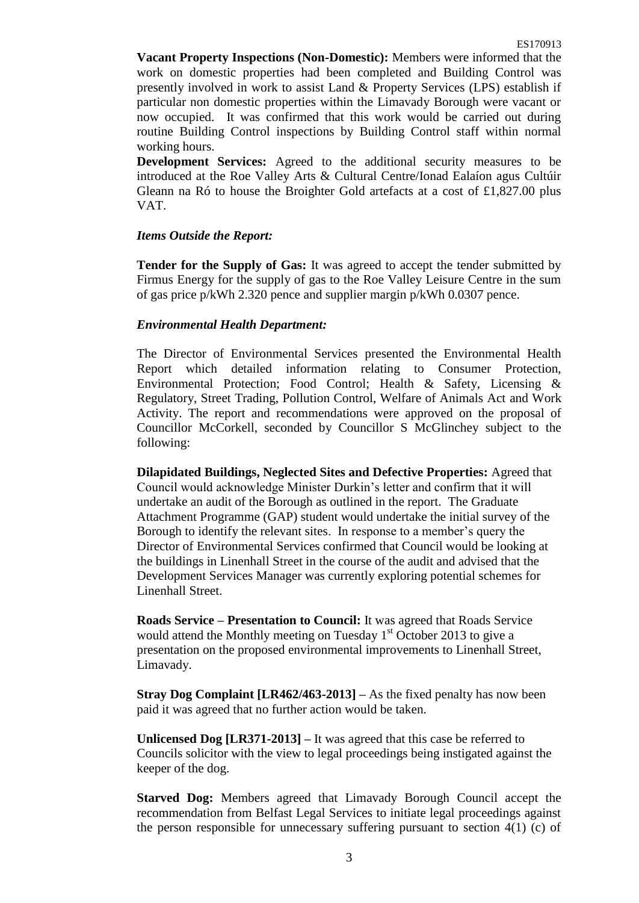**Vacant Property Inspections (Non-Domestic):** Members were informed that the work on domestic properties had been completed and Building Control was presently involved in work to assist Land & Property Services (LPS) establish if particular non domestic properties within the Limavady Borough were vacant or now occupied. It was confirmed that this work would be carried out during routine Building Control inspections by Building Control staff within normal working hours.

**Development Services:** Agreed to the additional security measures to be introduced at the Roe Valley Arts & Cultural Centre/Ionad Ealaíon agus Cultúir Gleann na Ró to house the Broighter Gold artefacts at a cost of £1,827.00 plus VAT.

***Items Outside the Report:***

**Tender for the Supply of Gas:** It was agreed to accept the tender submitted by Firmus Energy for the supply of gas to the Roe Valley Leisure Centre in the sum of gas price p/kWh 2.320 pence and supplier margin p/kWh 0.0307 pence.

***Environmental Health Department:***

The Director of Environmental Services presented the Environmental Health Report which detailed information relating to Consumer Protection, Environmental Protection; Food Control; Health & Safety, Licensing & Regulatory, Street Trading, Pollution Control, Welfare of Animals Act and Work Activity. The report and recommendations were approved on the proposal of Councillor McCorkell, seconded by Councillor S McGlinchey subject to the following:

**Dilapidated Buildings, Neglected Sites and Defective Properties:** Agreed that Council would acknowledge Minister Durkin's letter and confirm that it will undertake an audit of the Borough as outlined in the report. The Graduate Attachment Programme (GAP) student would undertake the initial survey of the Borough to identify the relevant sites. In response to a member's query the Director of Environmental Services confirmed that Council would be looking at the buildings in Linenhall Street in the course of the audit and advised that the Development Services Manager was currently exploring potential schemes for Linenhall Street.

**Roads Service – Presentation to Council:** It was agreed that Roads Service would attend the Monthly meeting on Tuesday 1st October 2013 to give a presentation on the proposed environmental improvements to Linenhall Street, Limavady.

**Stray Dog Complaint [LR462/463-2013] –** As the fixed penalty has now been paid it was agreed that no further action would be taken.

**Unlicensed Dog [LR371-2013] –** It was agreed that this case be referred to Councils solicitor with the view to legal proceedings being instigated against the keeper of the dog.

**Starved Dog:** Members agreed that Limavady Borough Council accept the recommendation from Belfast Legal Services to initiate legal proceedings against the person responsible for unnecessary suffering pursuant to section 4(1) (c) of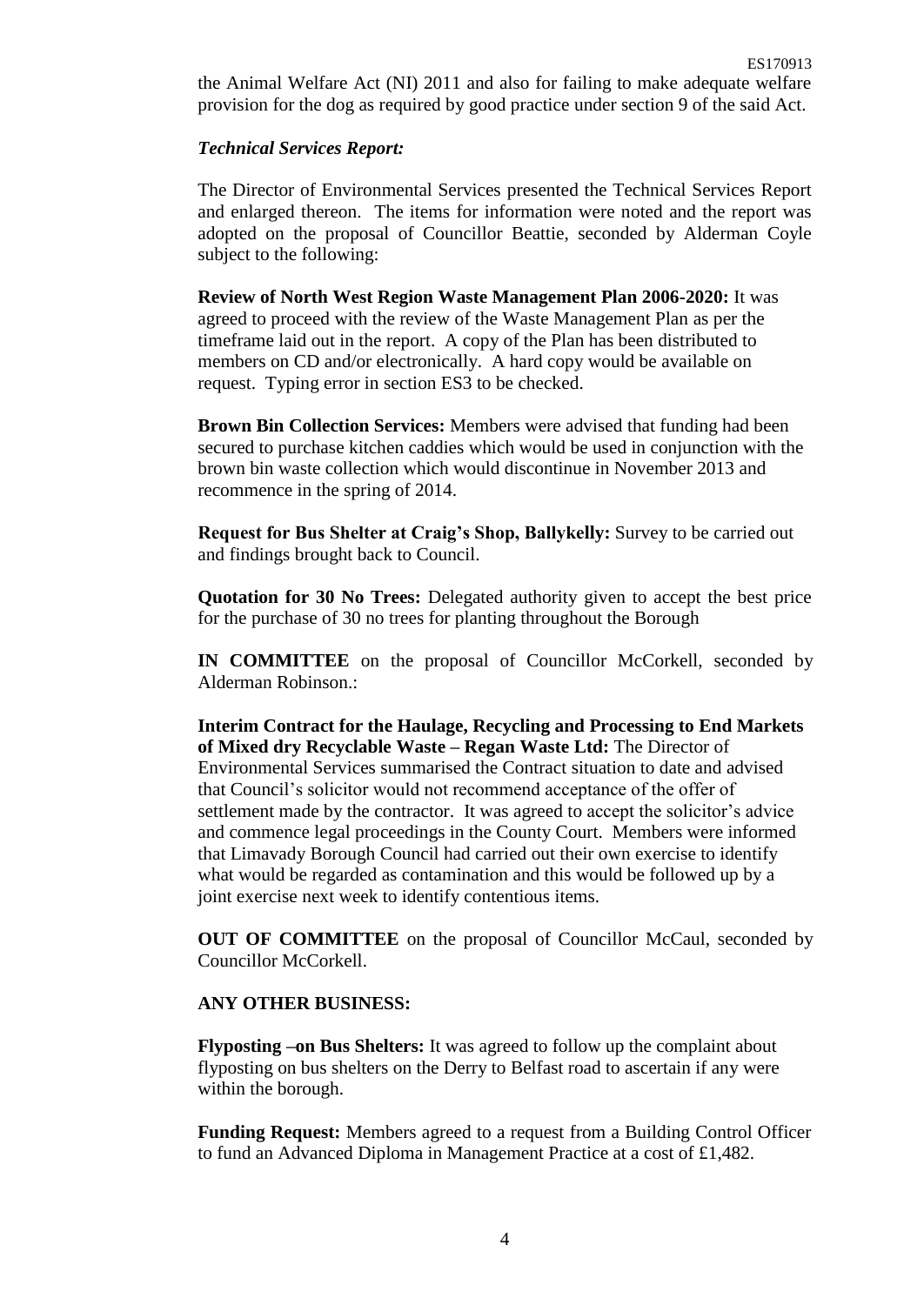the Animal Welfare Act (NI) 2011 and also for failing to make adequate welfare provision for the dog as required by good practice under section 9 of the said Act.

***Technical Services Report:***

The Director of Environmental Services presented the Technical Services Report and enlarged thereon. The items for information were noted and the report was adopted on the proposal of Councillor Beattie, seconded by Alderman Coyle subject to the following:

**Review of North West Region Waste Management Plan 2006-2020:** It was agreed to proceed with the review of the Waste Management Plan as per the timeframe laid out in the report. A copy of the Plan has been distributed to members on CD and/or electronically. A hard copy would be available on request. Typing error in section ES3 to be checked.

**Brown Bin Collection Services:** Members were advised that funding had been secured to purchase kitchen caddies which would be used in conjunction with the brown bin waste collection which would discontinue in November 2013 and recommence in the spring of 2014.

**Request for Bus Shelter at Craig's Shop, Ballykelly:** Survey to be carried out and findings brought back to Council.

**Quotation for 30 No Trees:** Delegated authority given to accept the best price for the purchase of 30 no trees for planting throughout the Borough

**IN COMMITTEE** on the proposal of Councillor McCorkell, seconded by Alderman Robinson.:

**Interim Contract for the Haulage, Recycling and Processing to End Markets of Mixed dry Recyclable Waste – Regan Waste Ltd:** The Director of Environmental Services summarised the Contract situation to date and advised that Council's solicitor would not recommend acceptance of the offer of settlement made by the contractor. It was agreed to accept the solicitor's advice and commence legal proceedings in the County Court. Members were informed that Limavady Borough Council had carried out their own exercise to identify what would be regarded as contamination and this would be followed up by a joint exercise next week to identify contentious items.

**OUT OF COMMITTEE** on the proposal of Councillor McCaul, seconded by Councillor McCorkell.

**ANY OTHER BUSINESS:**

**Flyposting –on Bus Shelters:** It was agreed to follow up the complaint about flyposting on bus shelters on the Derry to Belfast road to ascertain if any were within the borough.

**Funding Request:** Members agreed to a request from a Building Control Officer to fund an Advanced Diploma in Management Practice at a cost of £1,482.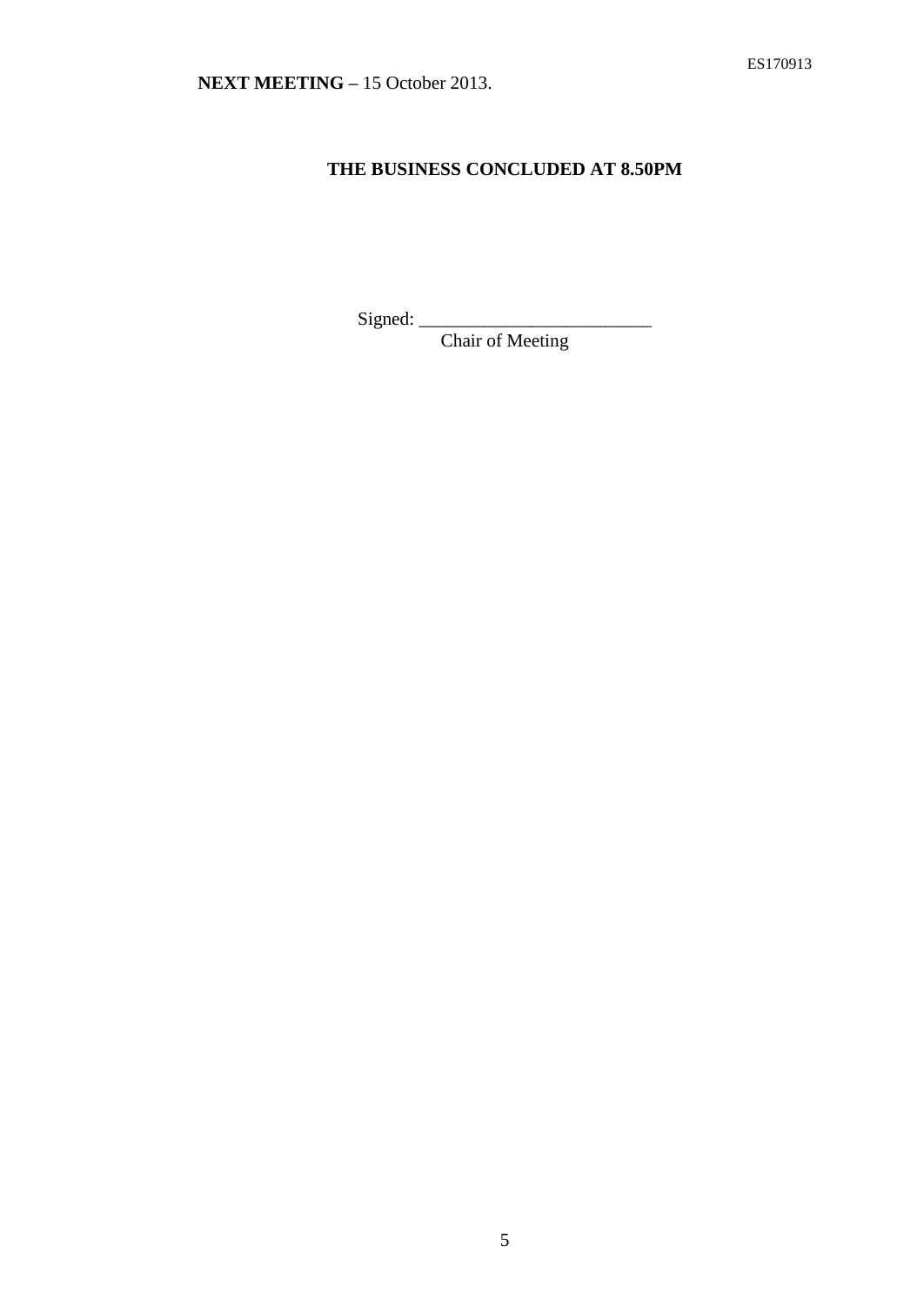**NEXT MEETING –** 15 October 2013.

**THE BUSINESS CONCLUDED AT 8.50PM**

Signed: _________________________

Chair of Meeting